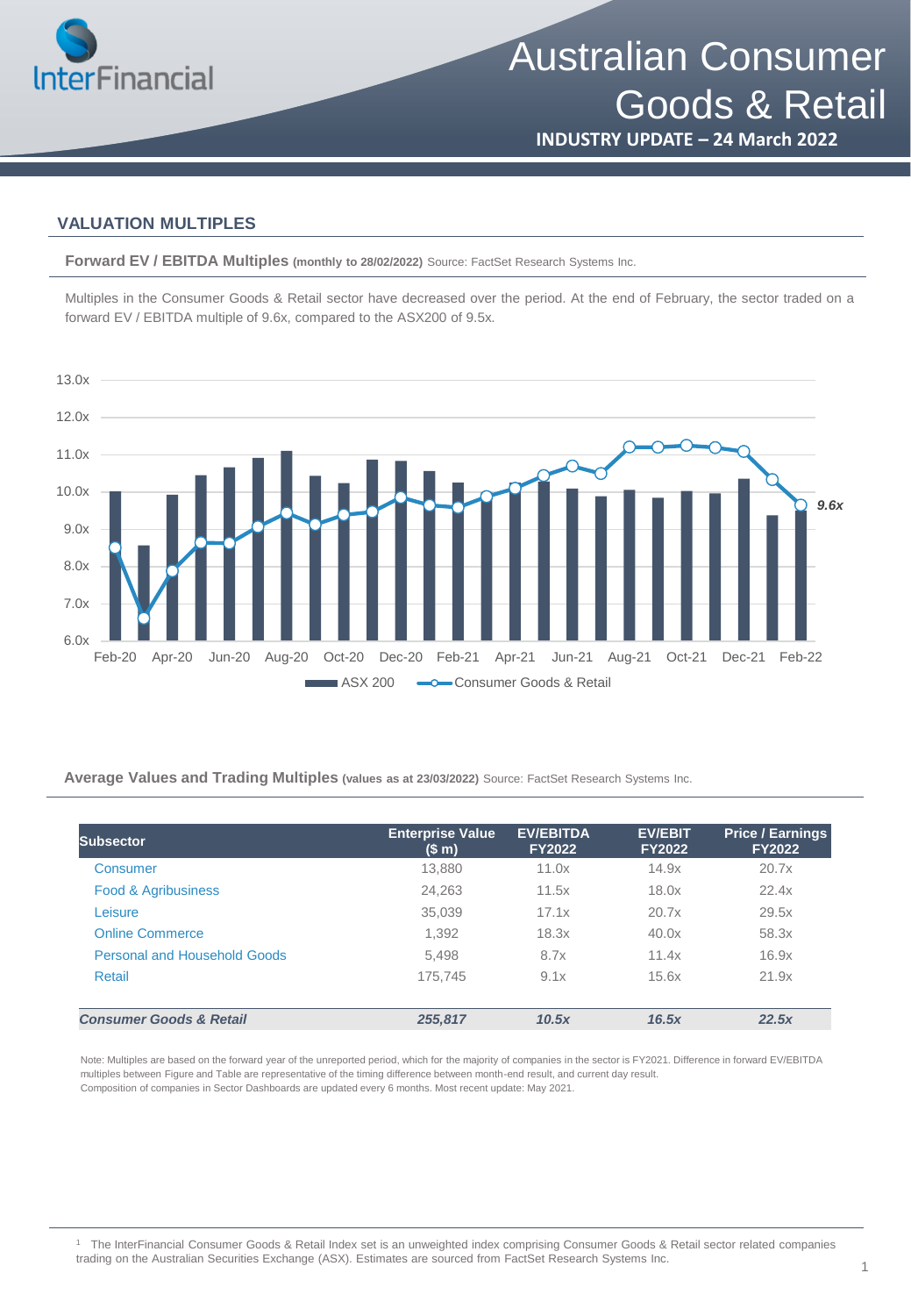# Australian Consumer Goods & Retail

**INDUSTRY UPDATE – 24 March 2022**

## VALUATION MULTIPLES

**Forward EV / EBITDA Multiples** **(monthly to 28/02/2022)** Source: FactSet Research Systems Inc.

Multiples in the Consumer Goods & Retail sector have decreased over the period. At the end of February, the sector traded on a forward EV / EBITDA multiple of 9.6x, compared to the ASX200 of 9.5x.

**Average Values and Trading Multiples** **(values as at 23/03/2022)** Source: FactSet Research Systems Inc.

| Subsector | Enterprise Value ($ m) | EV/EBITDA FY2022 | EV/EBIT FY2022 | Price / Earnings FY2022 |
|---|---|---|---|---|
| Consumer | 13,880 | 11.0x | 14.9x | 20.7x |
| Food & Agribusiness | 24,263 | 11.5x | 18.0x | 22.4x |
| Leisure | 35,039 | 17.1x | 20.7x | 29.5x |
| Online Commerce | 1,392 | 18.3x | 40.0x | 58.3x |
| Personal and Household Goods | 5,498 | 8.7x | 11.4x | 16.9x |
| Retail | 175,745 | 9.1x | 15.6x | 21.9x |
| ***Consumer Goods & Retail*** | ***255,817*** | ***10.5x*** | ***16.5x*** | ***22.5x*** |

Note: Multiples are based on the forward year of the unreported period, which for the majority of companies in the sector is FY2021. Difference in forward EV/EBITDA multiples between Figure and Table are representative of the timing difference between month-end result, and current day result.
Composition of companies in Sector Dashboards are updated every 6 months. Most recent update: May 2021.

[1] The InterFinancial Consumer Goods & Retail Index set is an unweighted index comprising Consumer Goods & Retail sector related companies trading on the Australian Securities Exchange (ASX). Estimates are sourced from FactSet Research Systems Inc.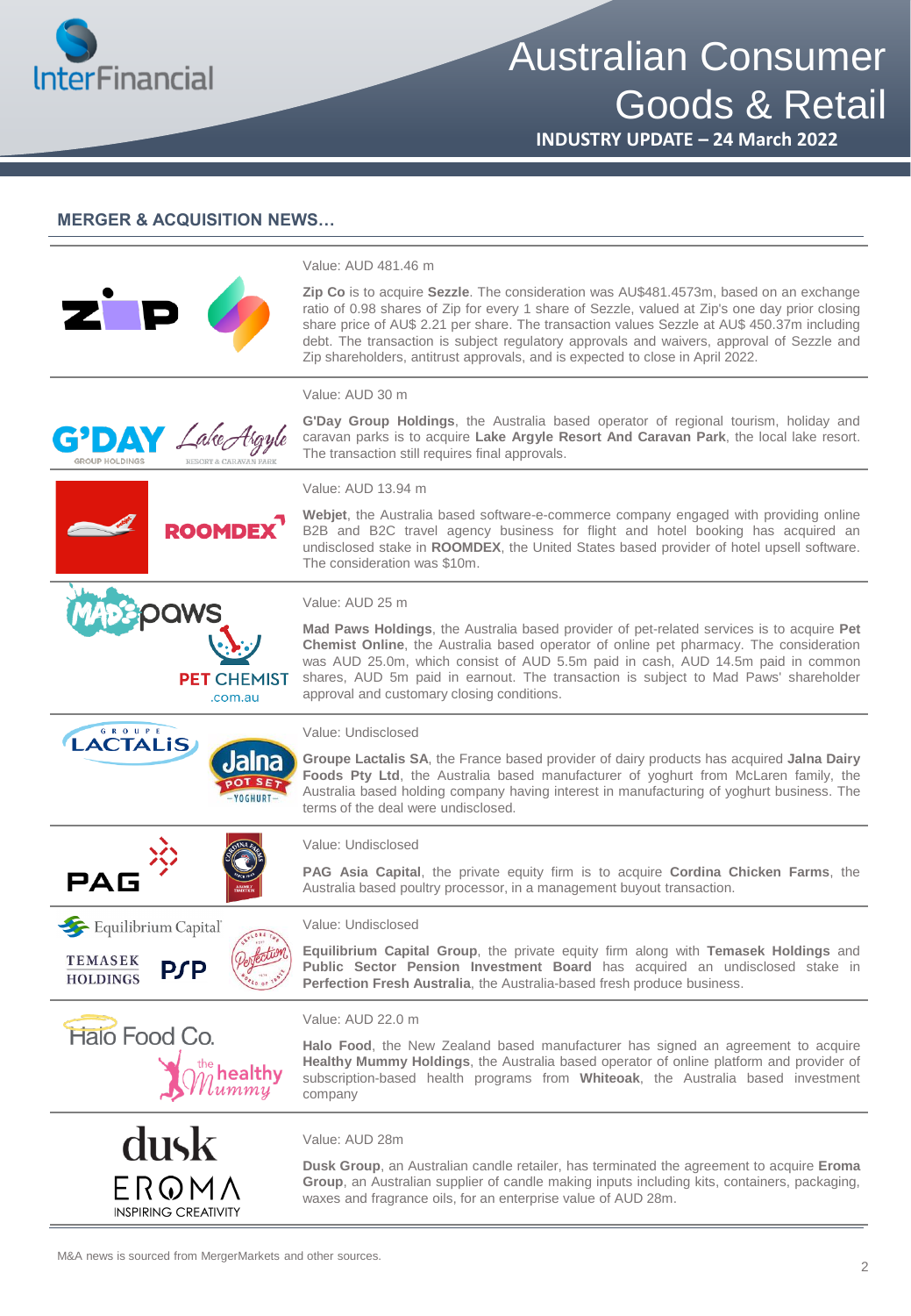## MERGER & ACQUISITION NEWS…

Value: AUD 481.46 m

**Zip Co** is to acquire **Sezzle**. The consideration was AU$481.4573m, based on an exchange ratio of 0.98 shares of Zip for every 1 share of Sezzle, valued at Zip's one day prior closing share price of AU$ 2.21 per share. The transaction values Sezzle at AU$ 450.37m including debt. The transaction is subject regulatory approvals and waivers, approval of Sezzle and Zip shareholders, antitrust approvals, and is expected to close in April 2022.

---

Value: AUD 30 m

**G'Day Group Holdings**, the Australia based operator of regional tourism, holiday and caravan parks is to acquire **Lake Argyle Resort And Caravan Park**, the local lake resort. The transaction still requires final approvals.

---

Value: AUD 13.94 m

**Webjet**, the Australia based software-e-commerce company engaged with providing online B2B and B2C travel agency business for flight and hotel booking has acquired an undisclosed stake in **ROOMDEX**, the United States based provider of hotel upsell software. The consideration was $10m.

---

Value: AUD 25 m

**Mad Paws Holdings**, the Australia based provider of pet-related services is to acquire **Pet Chemist Online**, the Australia based operator of online pet pharmacy. The consideration was AUD 25.0m, which consist of AUD 5.5m paid in cash, AUD 14.5m paid in common shares, AUD 5m paid in earnout. The transaction is subject to Mad Paws' shareholder approval and customary closing conditions.

---

Value: Undisclosed

**Groupe Lactalis SA**, the France based provider of dairy products has acquired **Jalna Dairy Foods Pty Ltd**, the Australia based manufacturer of yoghurt from McLaren family, the Australia based holding company having interest in manufacturing of yoghurt business. The terms of the deal were undisclosed.

---

Value: Undisclosed

**PAG Asia Capital**, the private equity firm is to acquire **Cordina Chicken Farms**, the Australia based poultry processor, in a management buyout transaction.

---

Value: Undisclosed

**Equilibrium Capital Group**, the private equity firm along with **Temasek Holdings** and **Public Sector Pension Investment Board** has acquired an undisclosed stake in **Perfection Fresh Australia**, the Australia-based fresh produce business.

---

Value: AUD 22.0 m

**Halo Food**, the New Zealand based manufacturer has signed an agreement to acquire **Healthy Mummy Holdings**, the Australia based operator of online platform and provider of subscription-based health programs from **Whiteoak**, the Australia based investment company

---

Value: AUD 28m

**Dusk Group**, an Australian candle retailer, has terminated the agreement to acquire **Eroma Group**, an Australian supplier of candle making inputs including kits, containers, packaging, waxes and fragrance oils, for an enterprise value of AUD 28m.

---

M&A news is sourced from MergerMarkets and other sources.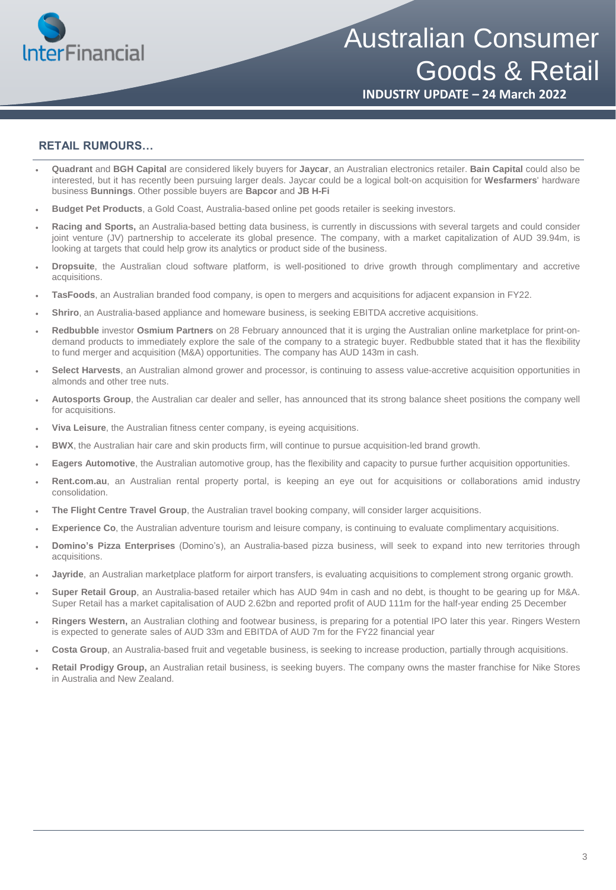## RETAIL RUMOURS…

- **Quadrant** and **BGH Capital** are considered likely buyers for **Jaycar**, an Australian electronics retailer. **Bain Capital** could also be interested, but it has recently been pursuing larger deals. Jaycar could be a logical bolt-on acquisition for **Wesfarmers**' hardware business **Bunnings**. Other possible buyers are **Bapcor** and **JB H-Fi**
- **Budget Pet Products**, a Gold Coast, Australia-based online pet goods retailer is seeking investors.
- **Racing and Sports,** an Australia-based betting data business, is currently in discussions with several targets and could consider joint venture (JV) partnership to accelerate its global presence. The company, with a market capitalization of AUD 39.94m, is looking at targets that could help grow its analytics or product side of the business.
- **Dropsuite**, the Australian cloud software platform, is well-positioned to drive growth through complimentary and accretive acquisitions.
- **TasFoods**, an Australian branded food company, is open to mergers and acquisitions for adjacent expansion in FY22.
- **Shriro**, an Australia-based appliance and homeware business, is seeking EBITDA accretive acquisitions.
- **Redbubble** investor **Osmium Partners** on 28 February announced that it is urging the Australian online marketplace for print-on-demand products to immediately explore the sale of the company to a strategic buyer. Redbubble stated that it has the flexibility to fund merger and acquisition (M&A) opportunities. The company has AUD 143m in cash.
- **Select Harvests**, an Australian almond grower and processor, is continuing to assess value-accretive acquisition opportunities in almonds and other tree nuts.
- **Autosports Group**, the Australian car dealer and seller, has announced that its strong balance sheet positions the company well for acquisitions.
- **Viva Leisure**, the Australian fitness center company, is eyeing acquisitions.
- **BWX**, the Australian hair care and skin products firm, will continue to pursue acquisition-led brand growth.
- **Eagers Automotive**, the Australian automotive group, has the flexibility and capacity to pursue further acquisition opportunities.
- **Rent.com.au**, an Australian rental property portal, is keeping an eye out for acquisitions or collaborations amid industry consolidation.
- **The Flight Centre Travel Group**, the Australian travel booking company, will consider larger acquisitions.
- **Experience Co**, the Australian adventure tourism and leisure company, is continuing to evaluate complimentary acquisitions.
- **Domino's Pizza Enterprises** (Domino's), an Australia-based pizza business, will seek to expand into new territories through acquisitions.
- **Jayride**, an Australian marketplace platform for airport transfers, is evaluating acquisitions to complement strong organic growth.
- **Super Retail Group**, an Australia-based retailer which has AUD 94m in cash and no debt, is thought to be gearing up for M&A. Super Retail has a market capitalisation of AUD 2.62bn and reported profit of AUD 111m for the half-year ending 25 December
- **Ringers Western,** an Australian clothing and footwear business, is preparing for a potential IPO later this year. Ringers Western is expected to generate sales of AUD 33m and EBITDA of AUD 7m for the FY22 financial year
- **Costa Group**, an Australia-based fruit and vegetable business, is seeking to increase production, partially through acquisitions.
- **Retail Prodigy Group,** an Australian retail business, is seeking buyers. The company owns the master franchise for Nike Stores in Australia and New Zealand.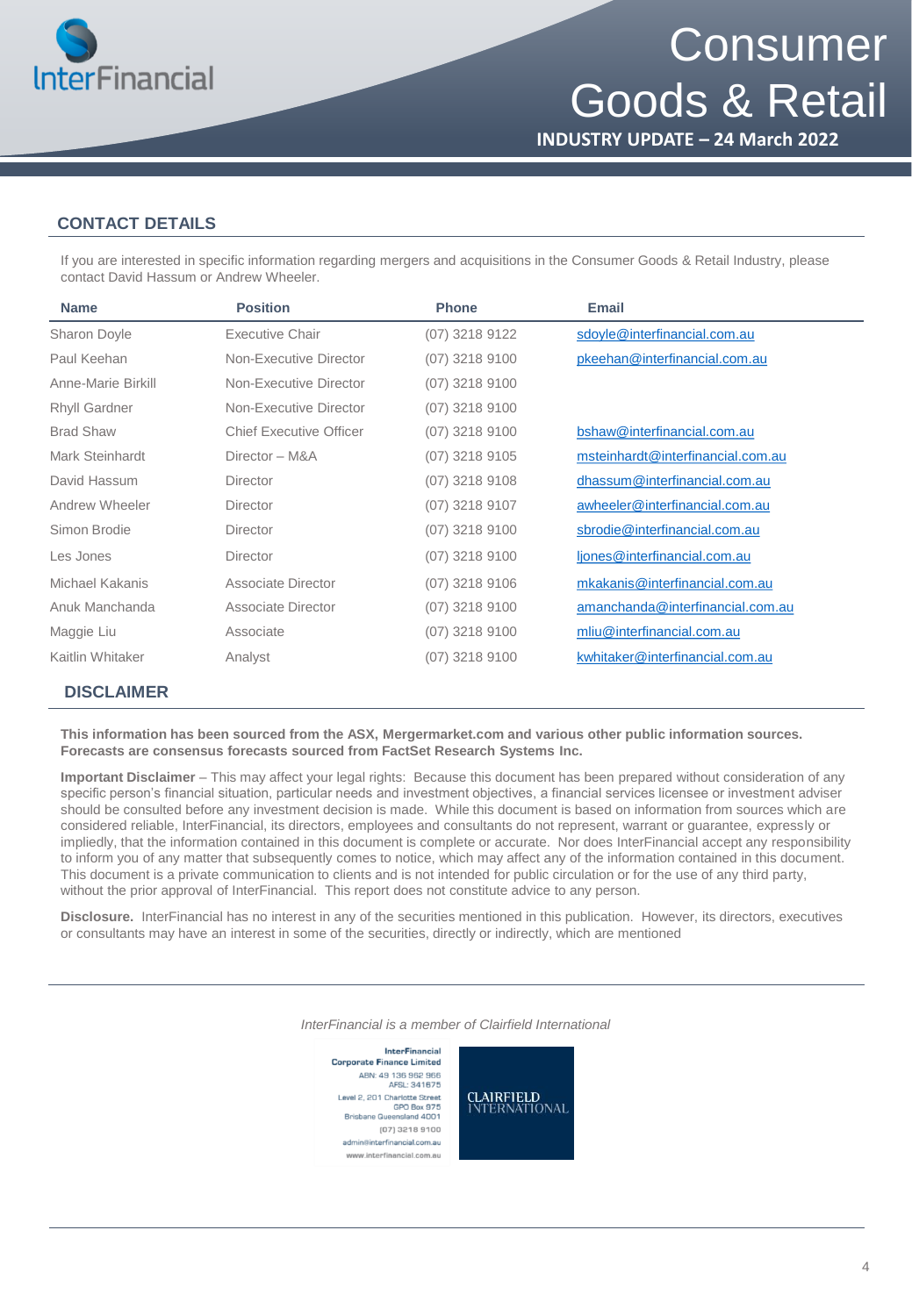# Consumer Goods & Retail

**INDUSTRY UPDATE – 24 March 2022**

## CONTACT DETAILS

If you are interested in specific information regarding mergers and acquisitions in the Consumer Goods & Retail Industry, please contact David Hassum or Andrew Wheeler.

| Name | Position | Phone | Email |
|---|---|---|---|
| Sharon Doyle | Executive Chair | (07) 3218 9122 | sdoyle@interfinancial.com.au |
| Paul Keehan | Non-Executive Director | (07) 3218 9100 | pkeehan@interfinancial.com.au |
| Anne-Marie Birkill | Non-Executive Director | (07) 3218 9100 | |
| Rhyll Gardner | Non-Executive Director | (07) 3218 9100 | |
| Brad Shaw | Chief Executive Officer | (07) 3218 9100 | bshaw@interfinancial.com.au |
| Mark Steinhardt | Director – M&A | (07) 3218 9105 | msteinhardt@interfinancial.com.au |
| David Hassum | Director | (07) 3218 9108 | dhassum@interfinancial.com.au |
| Andrew Wheeler | Director | (07) 3218 9107 | awheeler@interfinancial.com.au |
| Simon Brodie | Director | (07) 3218 9100 | sbrodie@interfinancial.com.au |
| Les Jones | Director | (07) 3218 9100 | ljones@interfinancial.com.au |
| Michael Kakanis | Associate Director | (07) 3218 9106 | mkakanis@interfinancial.com.au |
| Anuk Manchanda | Associate Director | (07) 3218 9100 | amanchanda@interfinancial.com.au |
| Maggie Liu | Associate | (07) 3218 9100 | mliu@interfinancial.com.au |
| Kaitlin Whitaker | Analyst | (07) 3218 9100 | kwhitaker@interfinancial.com.au |

## DISCLAIMER

**This information has been sourced from the ASX, Mergermarket.com and various other public information sources. Forecasts are consensus forecasts sourced from FactSet Research Systems Inc.**

**Important Disclaimer** – This may affect your legal rights: Because this document has been prepared without consideration of any specific person's financial situation, particular needs and investment objectives, a financial services licensee or investment adviser should be consulted before any investment decision is made. While this document is based on information from sources which are considered reliable, InterFinancial, its directors, employees and consultants do not represent, warrant or guarantee, expressly or impliedly, that the information contained in this document is complete or accurate. Nor does InterFinancial accept any responsibility to inform you of any matter that subsequently comes to notice, which may affect any of the information contained in this document. This document is a private communication to clients and is not intended for public circulation or for the use of any third party, without the prior approval of InterFinancial. This report does not constitute advice to any person.

**Disclosure.** InterFinancial has no interest in any of the securities mentioned in this publication. However, its directors, executives or consultants may have an interest in some of the securities, directly or indirectly, which are mentioned

*InterFinancial is a member of Clairfield International*

**InterFinancial Corporate Finance Limited**
ABN: 49 136 962 966
AFSL: 341675
Level 2, 201 Charlotte Street
GPO Box 975
Brisbane Queensland 4001
(07) 3218 9100
admin@interfinancial.com.au
www.interfinancial.com.au

CLAIRFIELD INTERNATIONAL